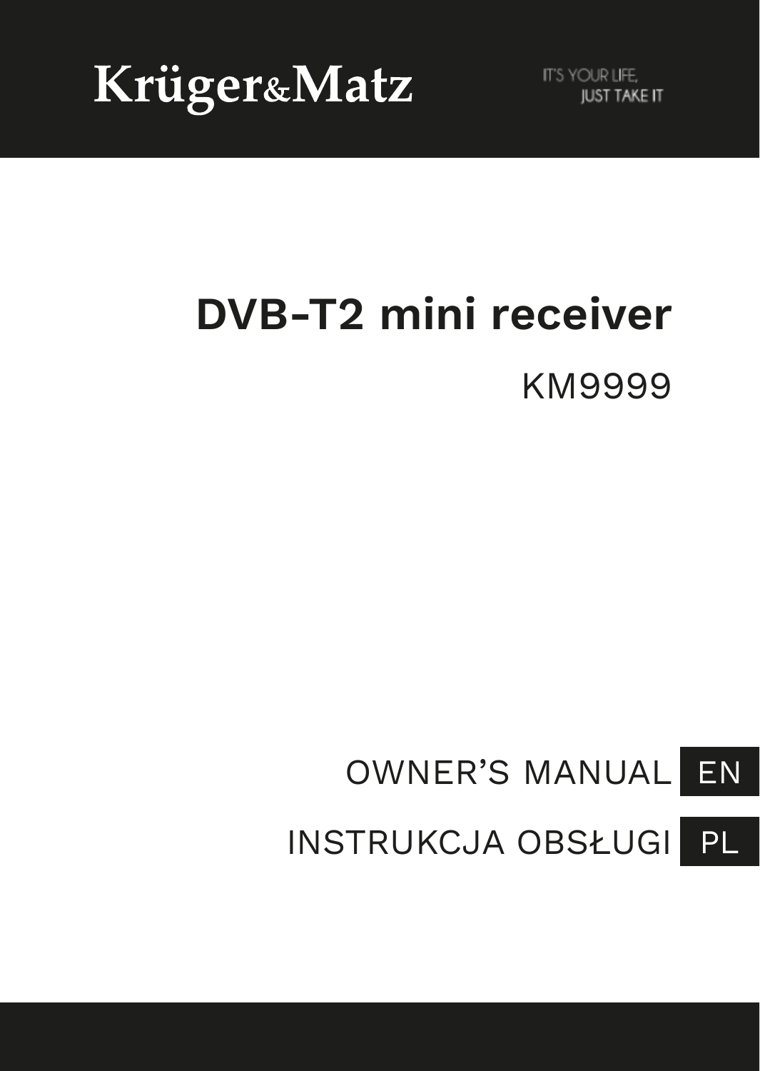Krüger&Matz

IT'S YOUR LIFE, JUST TAKE IT

# DVB-T2 mini receiver

KM9999

OWNER'S MANUAL EN

INSTRUKCJA OBSŁUGI PL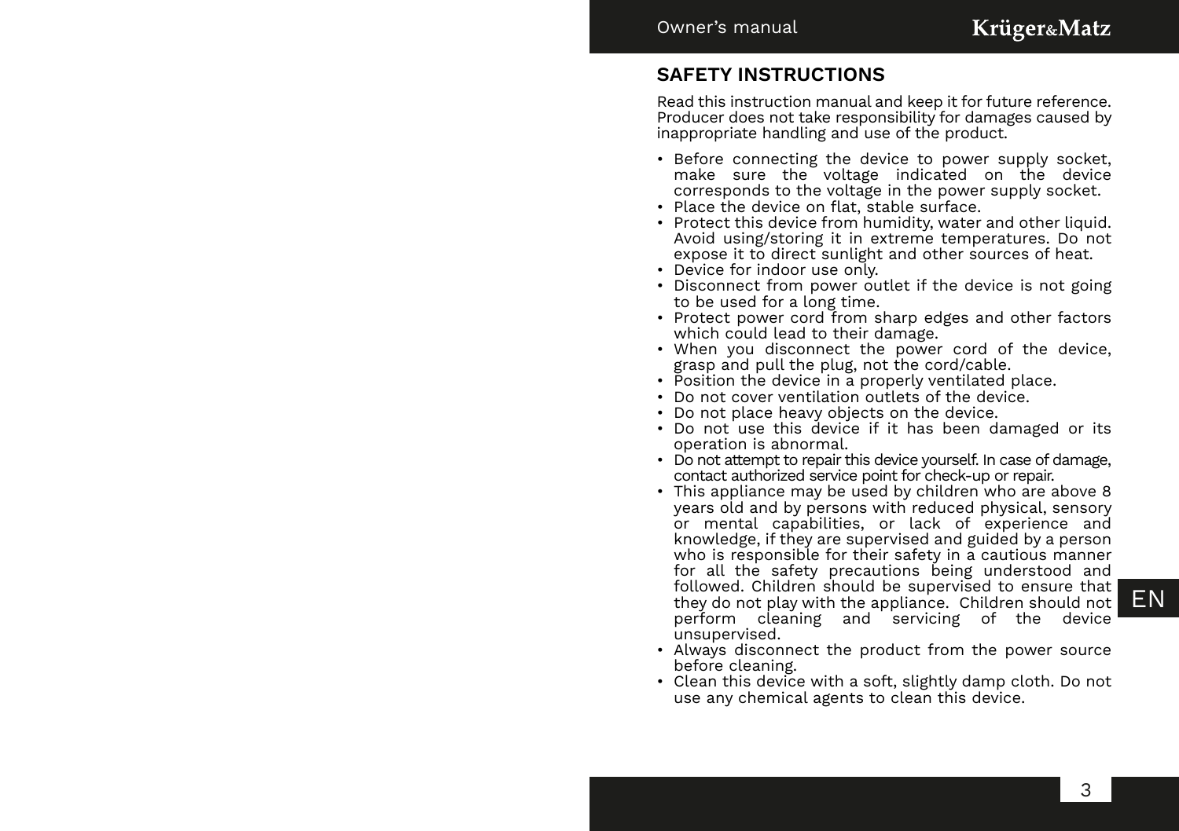## SAFETY INSTRUCTIONS

Read this instruction manual and keep it for future reference. Producer does not take responsibility for damages caused by inappropriate handling and use of the product.

- Before connecting the device to power supply socket, make sure the voltage indicated on the device corresponds to the voltage in the power supply socket.
- Place the device on flat, stable surface.
- Protect this device from humidity, water and other liquid. Avoid using/storing it in extreme temperatures. Do not expose it to direct sunlight and other sources of heat.
- Device for indoor use only.
- Disconnect from power outlet if the device is not going to be used for a long time.
- Protect power cord from sharp edges and other factors which could lead to their damage.
- When you disconnect the power cord of the device, grasp and pull the plug, not the cord/cable.
- Position the device in a properly ventilated place.
- Do not cover ventilation outlets of the device.
- Do not place heavy objects on the device.
- Do not use this device if it has been damaged or its operation is abnormal.
- Do not attempt to repair this device yourself. In case of damage, contact authorized service point for check-up or repair.
- This appliance may be used by children who are above 8 years old and by persons with reduced physical, sensory or mental capabilities, or lack of experience and knowledge, if they are supervised and guided by a person who is responsible for their safety in a cautious manner for all the safety precautions being understood and followed. Children should be supervised to ensure that they do not play with the appliance. Children should not perform cleaning and servicing of the device unsupervised.
- Always disconnect the product from the power source before cleaning.
- Clean this device with a soft, slightly damp cloth. Do not use any chemical agents to clean this device.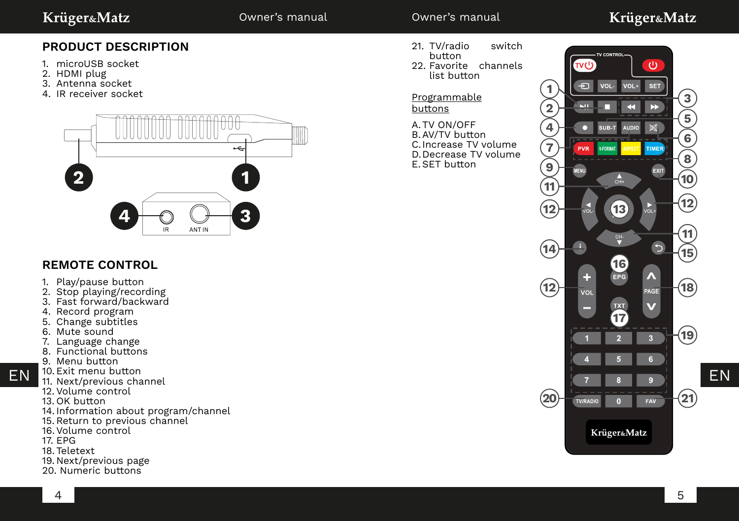## PRODUCT DESCRIPTION

1. microUSB socket
2. HDMI plug
3. Antenna socket
4. IR receiver socket

## REMOTE CONTROL

1. Play/pause button
2. Stop playing/recording
3. Fast forward/backward
4. Record program
5. Change subtitles
6. Mute sound
7. Language change
8. Functional buttons
9. Menu button
10. Exit menu button
11. Next/previous channel
12. Volume control
13. OK button
14. Information about program/channel
15. Return to previous channel
16. Volume control
17. EPG
18. Teletext
19. Next/previous page
20. Numeric buttons
21. TV/radio switch button
22. Favorite channels list button

Programmable buttons

A. TV ON/OFF
B. AV/TV button
C. Increase TV volume
D. Decrease TV volume
E. SET button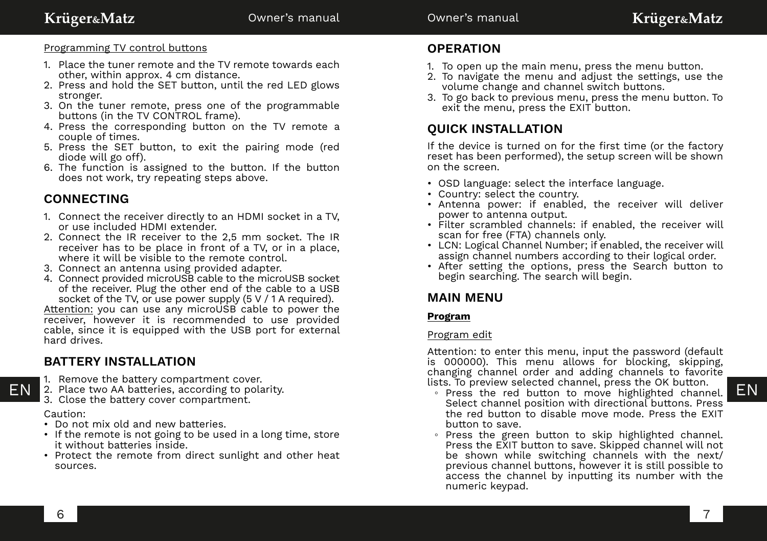Programming TV control buttons

1. Place the tuner remote and the TV remote towards each other, within approx. 4 cm distance.
2. Press and hold the SET button, until the red LED glows stronger.
3. On the tuner remote, press one of the programmable buttons (in the TV CONTROL frame).
4. Press the corresponding button on the TV remote a couple of times.
5. Press the SET button, to exit the pairing mode (red diode will go off).
6. The function is assigned to the button. If the button does not work, try repeating steps above.

## CONNECTING

1. Connect the receiver directly to an HDMI socket in a TV, or use included HDMI extender.
2. Connect the IR receiver to the 2,5 mm socket. The IR receiver has to be place in front of a TV, or in a place, where it will be visible to the remote control.
3. Connect an antenna using provided adapter.
4. Connect provided microUSB cable to the microUSB socket of the receiver. Plug the other end of the cable to a USB socket of the TV, or use power supply (5 V / 1 A required).

Attention: you can use any microUSB cable to power the receiver, however it is recommended to use provided cable, since it is equipped with the USB port for external hard drives.

## BATTERY INSTALLATION

1. Remove the battery compartment cover.
2. Place two AA batteries, according to polarity.
3. Close the battery cover compartment.

Caution:

- Do not mix old and new batteries.
- If the remote is not going to be used in a long time, store it without batteries inside.
- Protect the remote from direct sunlight and other heat sources.

## OPERATION

1. To open up the main menu, press the menu button.
2. To navigate the menu and adjust the settings, use the volume change and channel switch buttons.
3. To go back to previous menu, press the menu button. To exit the menu, press the EXIT button.

## QUICK INSTALLATION

If the device is turned on for the first time (or the factory reset has been performed), the setup screen will be shown on the screen.

- OSD language: select the interface language.
- Country: select the country.
- Antenna power: if enabled, the receiver will deliver power to antenna output.
- Filter scrambled channels: if enabled, the receiver will scan for free (FTA) channels only.
- LCN: Logical Channel Number; if enabled, the receiver will assign channel numbers according to their logical order.
- After setting the options, press the Search button to begin searching. The search will begin.

## MAIN MENU

### Program

Program edit

Attention: to enter this menu, input the password (default is 000000). This menu allows for blocking, skipping, changing channel order and adding channels to favorite lists. To preview selected channel, press the OK button.

- Press the red button to move highlighted channel. Select channel position with directional buttons. Press the red button to disable move mode. Press the EXIT button to save.
- Press the green button to skip highlighted channel. Press the EXIT button to save. Skipped channel will not be shown while switching channels with the next/previous channel buttons, however it is still possible to access the channel by inputting its number with the numeric keypad.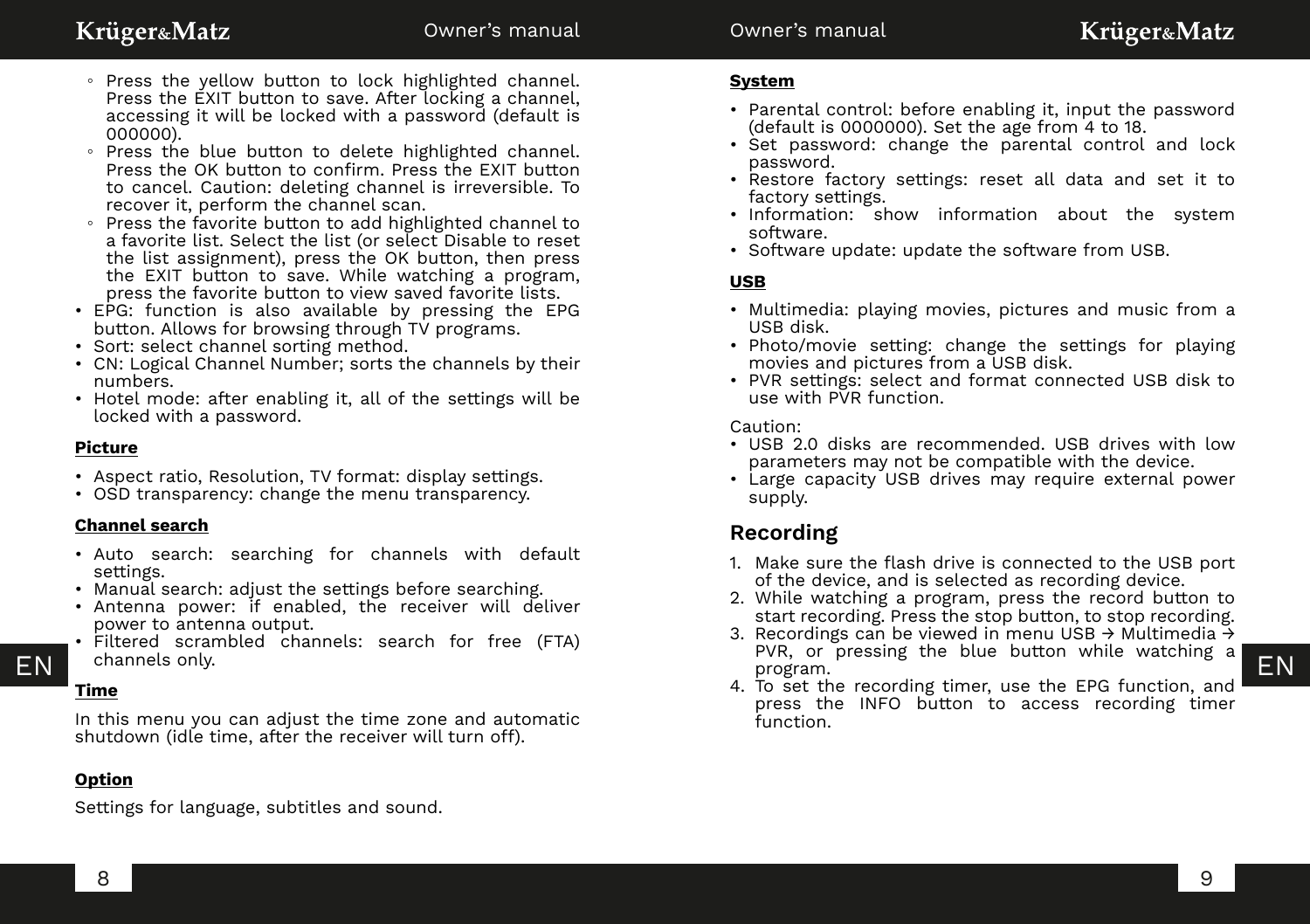- Press the yellow button to lock highlighted channel. Press the EXIT button to save. After locking a channel, accessing it will be locked with a password (default is 000000).
    - Press the blue button to delete highlighted channel. Press the OK button to confirm. Press the EXIT button to cancel. Caution: deleting channel is irreversible. To recover it, perform the channel scan.
    - Press the favorite button to add highlighted channel to a favorite list. Select the list (or select Disable to reset the list assignment), press the OK button, then press the EXIT button to save. While watching a program, press the favorite button to view saved favorite lists.
- EPG: function is also available by pressing the EPG button. Allows for browsing through TV programs.
- Sort: select channel sorting method.
- CN: Logical Channel Number; sorts the channels by their numbers.
- Hotel mode: after enabling it, all of the settings will be locked with a password.

**Picture**

- Aspect ratio, Resolution, TV format: display settings.
- OSD transparency: change the menu transparency.

**Channel search**

- Auto search: searching for channels with default settings.
- Manual search: adjust the settings before searching.
- Antenna power: if enabled, the receiver will deliver power to antenna output.
- Filtered scrambled channels: search for free (FTA) channels only.

**Time**

In this menu you can adjust the time zone and automatic shutdown (idle time, after the receiver will turn off).

**Option**

Settings for language, subtitles and sound.

**System**

- Parental control: before enabling it, input the password (default is 0000000). Set the age from 4 to 18.
- Set password: change the parental control and lock password.
- Restore factory settings: reset all data and set it to factory settings.
- Information: show information about the system software.
- Software update: update the software from USB.

**USB**

- Multimedia: playing movies, pictures and music from a USB disk.
- Photo/movie setting: change the settings for playing movies and pictures from a USB disk.
- PVR settings: select and format connected USB disk to use with PVR function.

Caution:
- USB 2.0 disks are recommended. USB drives with low parameters may not be compatible with the device.
- Large capacity USB drives may require external power supply.

## Recording

1. Make sure the flash drive is connected to the USB port of the device, and is selected as recording device.
2. While watching a program, press the record button to start recording. Press the stop button, to stop recording.
3. Recordings can be viewed in menu USB → Multimedia → PVR, or pressing the blue button while watching a program.
4. To set the recording timer, use the EPG function, and press the INFO button to access recording timer function.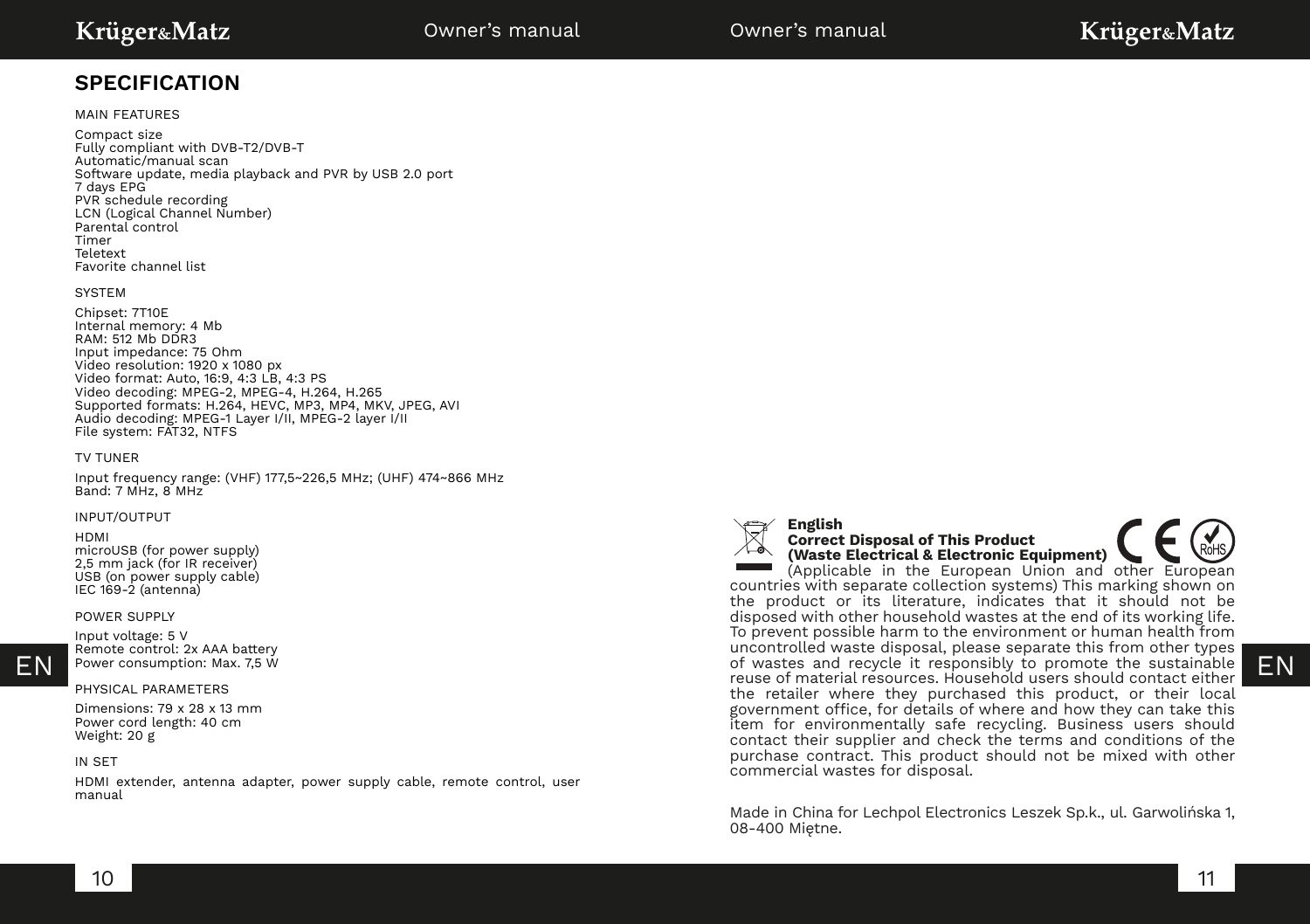## SPECIFICATION

MAIN FEATURES

Compact size
Fully compliant with DVB-T2/DVB-T
Automatic/manual scan
Software update, media playback and PVR by USB 2.0 port
7 days EPG
PVR schedule recording
LCN (Logical Channel Number)
Parental control
Timer
Teletext
Favorite channel list

SYSTEM

Chipset: 7T10E
Internal memory: 4 Mb
RAM: 512 Mb DDR3
Input impedance: 75 Ohm
Video resolution: 1920 x 1080 px
Video format: Auto, 16:9, 4:3 LB, 4:3 PS
Video decoding: MPEG-2, MPEG-4, H.264, H.265
Supported formats: H.264, HEVC, MP3, MP4, MKV, JPEG, AVI
Audio decoding: MPEG-1 Layer I/II, MPEG-2 layer I/II
File system: FAT32, NTFS

TV TUNER

Input frequency range: (VHF) 177,5~226,5 MHz; (UHF) 474~866 MHz
Band: 7 MHz, 8 MHz

INPUT/OUTPUT

HDMI
microUSB (for power supply)
2,5 mm jack (for IR receiver)
USB (on power supply cable)
IEC 169-2 (antenna)

POWER SUPPLY

Input voltage: 5 V
Remote control: 2x AAA battery
Power consumption: Max. 7,5 W

PHYSICAL PARAMETERS

Dimensions: 79 x 28 x 13 mm
Power cord length: 40 cm
Weight: 20 g

IN SET

HDMI extender, antenna adapter, power supply cable, remote control, user manual

**English**
**Correct Disposal of This Product**
**(Waste Electrical & Electronic Equipment)**
(Applicable in the European Union and other European countries with separate collection systems) This marking shown on the product or its literature, indicates that it should not be disposed with other household wastes at the end of its working life. To prevent possible harm to the environment or human health from uncontrolled waste disposal, please separate this from other types of wastes and recycle it responsibly to promote the sustainable reuse of material resources. Household users should contact either the retailer where they purchased this product, or their local government office, for details of where and how they can take this item for environmentally safe recycling. Business users should contact their supplier and check the terms and conditions of the purchase contract. This product should not be mixed with other commercial wastes for disposal.

Made in China for Lechpol Electronics Leszek Sp.k., ul. Garwolińska 1, 08-400 Miętne.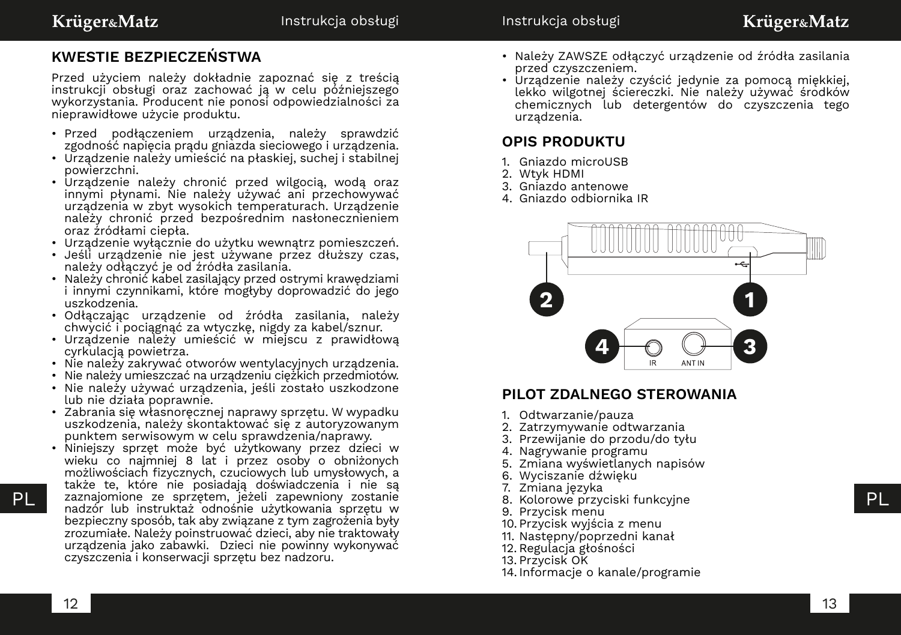## KWESTIE BEZPIECZEŃSTWA

Przed użyciem należy dokładnie zapoznać się z treścią instrukcji obsługi oraz zachować ją w celu późniejszego wykorzystania. Producent nie ponosi odpowiedzialności za nieprawidłowe użycie produktu.

- Przed podłączeniem urządzenia, należy sprawdzić zgodność napięcia prądu gniazda sieciowego i urządzenia.
- Urządzenie należy umieścić na płaskiej, suchej i stabilnej powierzchni.
- Urządzenie należy chronić przed wilgocią, wodą oraz innymi płynami. Nie należy używać ani przechowywać urządzenia w zbyt wysokich temperaturach. Urządzenie należy chronić przed bezpośrednim nasłonecznieniem oraz źródłami ciepła.
- Urządzenie wyłącznie do użytku wewnątrz pomieszczeń.
- Jeśli urządzenie nie jest używane przez dłuższy czas, należy odłączyć je od źródła zasilania.
- Należy chronić kabel zasilający przed ostrymi krawędziami i innymi czynnikami, które mogłyby doprowadzić do jego uszkodzenia.
- Odłączając urządzenie od źródła zasilania, należy chwycić i pociągnąć za wtyczkę, nigdy za kabel/sznur.
- Urządzenie należy umieścić w miejscu z prawidłową cyrkulacją powietrza.
- Nie należy zakrywać otworów wentylacyjnych urządzenia.
- Nie należy umieszczać na urządzeniu ciężkich przedmiotów.
- Nie należy używać urządzenia, jeśli zostało uszkodzone lub nie działa poprawnie.
- Zabrania się własnoręcznej naprawy sprzętu. W wypadku uszkodzenia, należy skontaktować się z autoryzowanym punktem serwisowym w celu sprawdzenia/naprawy.
- Niniejszy sprzęt może być użytkowany przez dzieci w wieku co najmniej 8 lat i przez osoby o obniżonych możliwościach fizycznych, czuciowych lub umysłowych, a także te, które nie posiadają doświadczenia i nie są zaznajomione ze sprzętem, jeżeli zapewniony zostanie nadzór lub instruktaż odnośnie użytkowania sprzętu w bezpieczny sposób, tak aby związane z tym zagrożenia były zrozumiałe. Należy poinstruować dzieci, aby nie traktowały urządzenia jako zabawki. Dzieci nie powinny wykonywać czyszczenia i konserwacji sprzętu bez nadzoru.
- Należy ZAWSZE odłączyć urządzenie od źródła zasilania przed czyszczeniem.
- Urządzenie należy czyścić jedynie za pomocą miękkiej, lekko wilgotnej ściereczki. Nie należy używać środków chemicznych lub detergentów do czyszczenia tego urządzenia.

## OPIS PRODUKTU

1. Gniazdo microUSB
2. Wtyk HDMI
3. Gniazdo antenowe
4. Gniazdo odbiornika IR

## PILOT ZDALNEGO STEROWANIA

1. Odtwarzanie/pauza
2. Zatrzymywanie odtwarzania
3. Przewijanie do przodu/do tyłu
4. Nagrywanie programu
5. Zmiana wyświetlanych napisów
6. Wyciszanie dźwięku
7. Zmiana języka
8. Kolorowe przyciski funkcyjne
9. Przycisk menu
10. Przycisk wyjścia z menu
11. Następny/poprzedni kanał
12. Regulacja głośności
13. Przycisk OK
14. Informacje o kanale/programie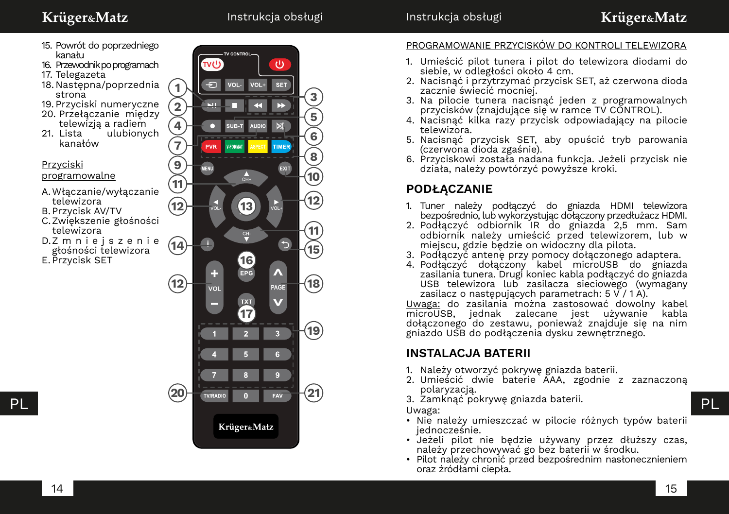15. Powrót do poprzedniego kanału
16. Przewodnik po programach
17. Telegazeta
18. Następna/poprzednia strona
19. Przyciski numeryczne
20. Przełączanie między telewizją a radiem
21. Lista ulubionych kanałów

Przyciski programowalne

A. Włączanie/wyłączanie telewizora
B. Przycisk AV/TV
C. Zwiększenie głośności telewizora
D. Zmniejszenie głośności telewizora
E. Przycisk SET

PROGRAMOWANIE PRZYCISKÓW DO KONTROLI TELEWIZORA

1. Umieścić pilot tunera i pilot do telewizora diodami do siebie, w odległości około 4 cm.
2. Nacisnąć i przytrzymać przycisk SET, aż czerwona dioda zacznie świecić mocniej.
3. Na pilocie tunera nacisnąć jeden z programowalnych przycisków (znajdujące się w ramce TV CONTROL).
4. Nacisnąć kilka razy przycisk odpowiadający na pilocie telewizora.
5. Nacisnąć przycisk SET, aby opuścić tryb parowania (czerwona dioda zgaśnie).
6. Przyciskowi została nadana funkcja. Jeżeli przycisk nie działa, należy powtórzyć powyższe kroki.

## PODŁĄCZANIE

1. Tuner należy podłączyć do gniazda HDMI telewizora bezpośrednio, lub wykorzystując dołączony przedłużacz HDMI.
2. Podłączyć odbiornik IR do gniazda 2,5 mm. Sam odbiornik należy umieścić przed telewizorem, lub w miejscu, gdzie będzie on widoczny dla pilota.
3. Podłączyć antenę przy pomocy dołączonego adaptera.
4. Podłączyć dołączony kabel microUSB do gniazda zasilania tunera. Drugi koniec kabla podłączyć do gniazda USB telewizora lub zasilacza sieciowego (wymagany zasilacz o następujących parametrach: 5 V / 1 A).

Uwaga: do zasilania można zastosować dowolny kabel microUSB, jednak zalecane jest używanie kabla dołączonego do zestawu, ponieważ znajduje się na nim gniazdo USB do podłączenia dysku zewnętrznego.

## INSTALACJA BATERII

1. Należy otworzyć pokrywę gniazda baterii.
2. Umieścić dwie baterie AAA, zgodnie z zaznaczoną polaryzacją.
3. Zamknąć pokrywę gniazda baterii.

Uwaga:

- Nie należy umieszczać w pilocie różnych typów baterii jednocześnie.
- Jeżeli pilot nie będzie używany przez dłuższy czas, należy przechowywać go bez baterii w środku.
- Pilot należy chronić przed bezpośrednim nasłonecznieniem oraz źródłami ciepła.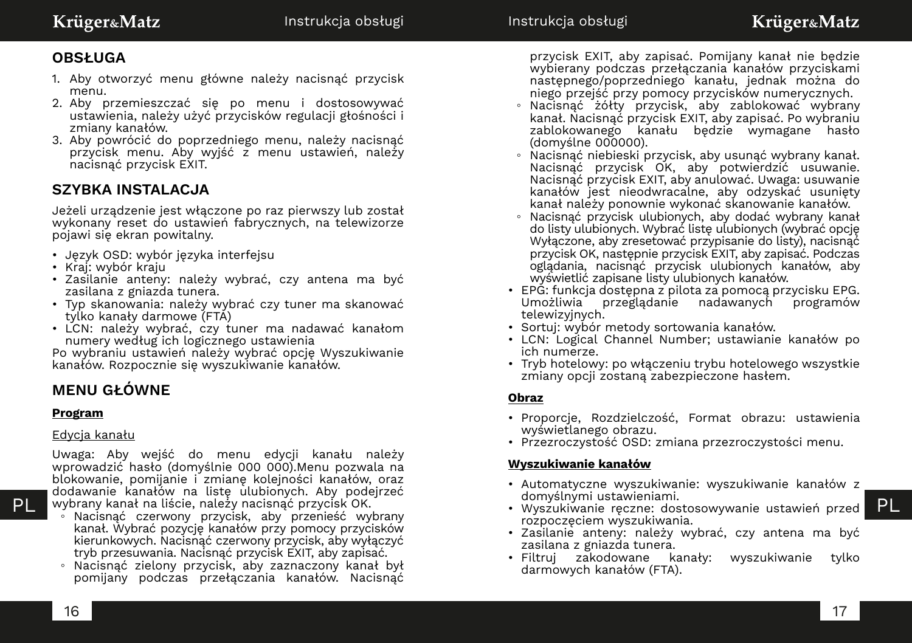## OBSŁUGA

1. Aby otworzyć menu główne należy nacisnąć przycisk menu.
2. Aby przemieszczać się po menu i dostosowywać ustawienia, należy użyć przycisków regulacji głośności i zmiany kanałów.
3. Aby powrócić do poprzedniego menu, należy nacisnąć przycisk menu. Aby wyjść z menu ustawień, należy nacisnąć przycisk EXIT.

## SZYBKA INSTALACJA

Jeżeli urządzenie jest włączone po raz pierwszy lub został wykonany reset do ustawień fabrycznych, na telewizorze pojawi się ekran powitalny.

- Język OSD: wybór języka interfejsu
- Kraj: wybór kraju
- Zasilanie anteny: należy wybrać, czy antena ma być zasilana z gniazda tunera.
- Typ skanowania: należy wybrać czy tuner ma skanować tylko kanały darmowe (FTA)
- LCN: należy wybrać, czy tuner ma nadawać kanałom numery według ich logicznego ustawienia

Po wybraniu ustawień należy wybrać opcję Wyszukiwanie kanałów. Rozpocznie się wyszukiwanie kanałów.

## MENU GŁÓWNE

**Program**

Edycja kanału

Uwaga: Aby wejść do menu edycji kanału należy wprowadzić hasło (domyślnie 000 000).Menu pozwala na blokowanie, pomijanie i zmianę kolejności kanałów, oraz dodawanie kanałów na listę ulubionych. Aby podejrzeć wybrany kanał na liście, należy nacisnąć przycisk OK.

- Nacisnąć czerwony przycisk, aby przenieść wybrany kanał. Wybrać pozycję kanałów przy pomocy przycisków kierunkowych. Nacisnąć czerwony przycisk, aby wyłączyć tryb przesuwania. Nacisnąć przycisk EXIT, aby zapisać.
- Nacisnąć zielony przycisk, aby zaznaczony kanał był pomijany podczas przełączania kanałów. Nacisnąć przycisk EXIT, aby zapisać. Pomijany kanał nie będzie wybierany podczas przełączania kanałów przyciskami następnego/poprzedniego kanału, jednak można do niego przejść przy pomocy przycisków numerycznych.
- Nacisnąć żółty przycisk, aby zablokować wybrany kanał. Nacisnąć przycisk EXIT, aby zapisać. Po wybraniu zablokowanego kanału będzie wymagane hasło (domyślne 000000).
- Nacisnąć niebieski przycisk, aby usunąć wybrany kanał. Nacisnąć przycisk OK, aby potwierdzić usuwanie. Nacisnąć przycisk EXIT, aby anulować. Uwaga: usuwanie kanałów jest nieodwracalne, aby odzyskać usunięty kanał należy ponownie wykonać skanowanie kanałów.
- Nacisnąć przycisk ulubionych, aby dodać wybrany kanał do listy ulubionych. Wybrać listę ulubionych (wybrać opcję Wyłączone, aby zresetować przypisanie do listy), nacisnąć przycisk OK, następnie przycisk EXIT, aby zapisać. Podczas oglądania, nacisnąć przycisk ulubionych kanałów, aby wyświetlić zapisane listy ulubionych kanałów.

- EPG: funkcja dostępna z pilota za pomocą przycisku EPG. Umożliwia przeglądanie nadawanych programów telewizyjnych.
- Sortuj: wybór metody sortowania kanałów.
- LCN: Logical Channel Number; ustawianie kanałów po ich numerze.
- Tryb hotelowy: po włączeniu trybu hotelowego wszystkie zmiany opcji zostaną zabezpieczone hasłem.

**Obraz**

- Proporcje, Rozdzielczość, Format obrazu: ustawienia wyświetlanego obrazu.
- Przezroczystość OSD: zmiana przezroczystości menu.

**Wyszukiwanie kanałów**

- Automatyczne wyszukiwanie: wyszukiwanie kanałów z domyślnymi ustawieniami.
- Wyszukiwanie ręczne: dostosowywanie ustawień przed rozpoczęciem wyszukiwania.
- Zasilanie anteny: należy wybrać, czy antena ma być zasilana z gniazda tunera.
- Filtruj zakodowane kanały: wyszukiwanie tylko darmowych kanałów (FTA).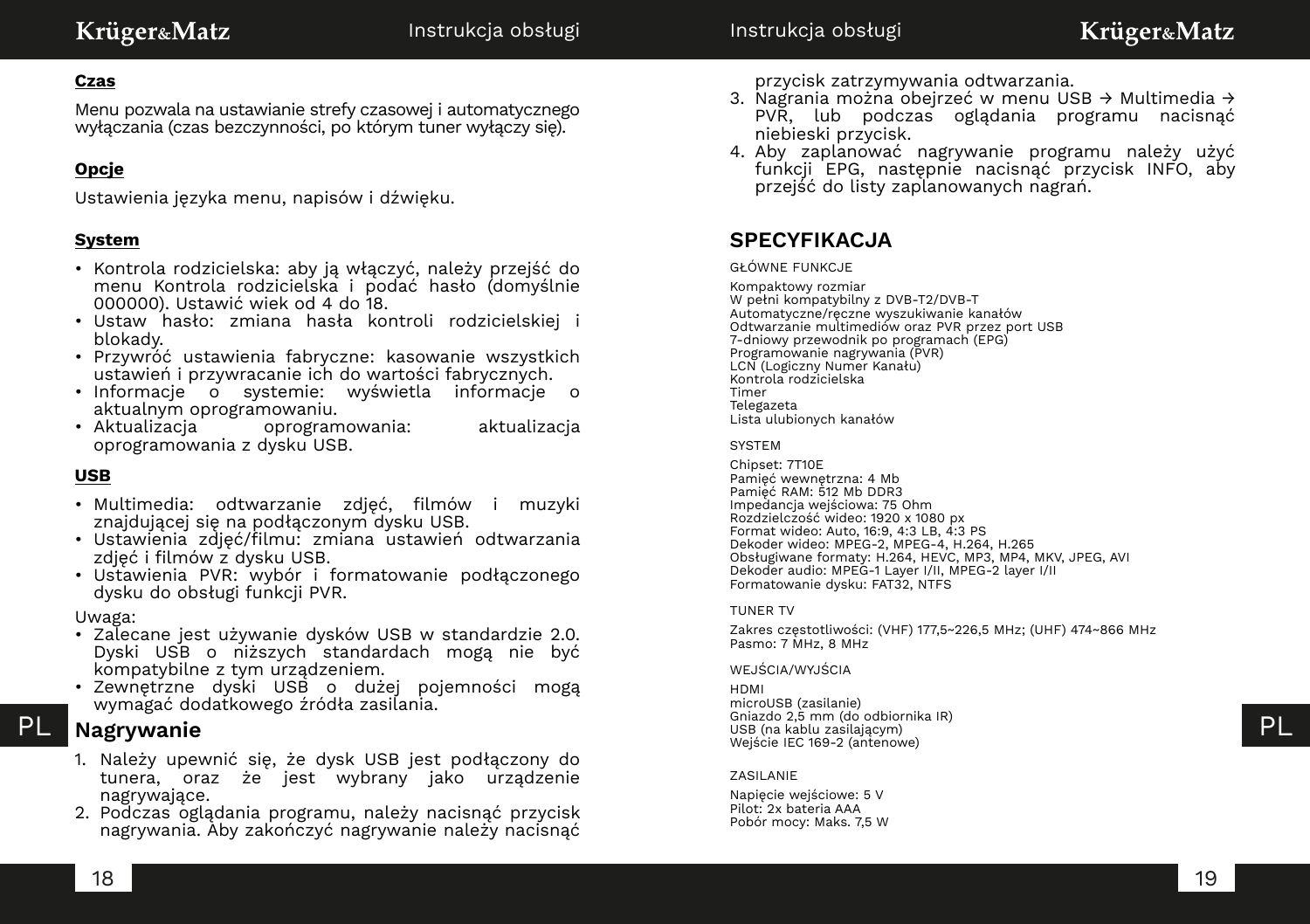**Czas**

Menu pozwala na ustawianie strefy czasowej i automatycznego wyłączania (czas bezczynności, po którym tuner wyłączy się).

**Opcje**

Ustawienia języka menu, napisów i dźwięku.

**System**

- Kontrola rodzicielska: aby ją włączyć, należy przejść do menu Kontrola rodzicielska i podać hasło (domyślnie 000000). Ustawić wiek od 4 do 18.
- Ustaw hasło: zmiana hasła kontroli rodzicielskiej i blokady.
- Przywróć ustawienia fabryczne: kasowanie wszystkich ustawień i przywracanie ich do wartości fabrycznych.
- Informacje o systemie: wyświetla informacje o aktualnym oprogramowaniu.
- Aktualizacja oprogramowania: aktualizacja oprogramowania z dysku USB.

**USB**

- Multimedia: odtwarzanie zdjęć, filmów i muzyki znajdującej się na podłączonym dysku USB.
- Ustawienia zdjęć/filmu: zmiana ustawień odtwarzania zdjęć i filmów z dysku USB.
- Ustawienia PVR: wybór i formatowanie podłączonego dysku do obsługi funkcji PVR.

Uwaga:
- Zalecane jest używanie dysków USB w standardzie 2.0. Dyski USB o niższych standardach mogą nie być kompatybilne z tym urządzeniem.
- Zewnętrzne dyski USB o dużej pojemności mogą wymagać dodatkowego źródła zasilania.

## Nagrywanie

1. Należy upewnić się, że dysk USB jest podłączony do tunera, oraz że jest wybrany jako urządzenie nagrywające.
2. Podczas oglądania programu, należy nacisnąć przycisk nagrywania. Aby zakończyć nagrywanie należy nacisnąć przycisk zatrzymywania odtwarzania.
3. Nagrania można obejrzeć w menu USB → Multimedia → PVR, lub podczas oglądania programu nacisnąć niebieski przycisk.
4. Aby zaplanować nagrywanie programu należy użyć funkcji EPG, następnie nacisnąć przycisk INFO, aby przejść do listy zaplanowanych nagrań.

## SPECYFIKACJA

GŁÓWNE FUNKCJE

Kompaktowy rozmiar
W pełni kompatybilny z DVB-T2/DVB-T
Automatyczne/ręczne wyszukiwanie kanałów
Odtwarzanie multimediów oraz PVR przez port USB
7-dniowy przewodnik po programach (EPG)
Programowanie nagrywania (PVR)
LCN (Logiczny Numer Kanału)
Kontrola rodzicielska
Timer
Telegazeta
Lista ulubionych kanałów

SYSTEM

Chipset: 7T10E
Pamięć wewnętrzna: 4 Mb
Pamięć RAM: 512 Mb DDR3
Impedancja wejściowa: 75 Ohm
Rozdzielczość wideo: 1920 x 1080 px
Format wideo: Auto, 16:9, 4:3 LB, 4:3 PS
Dekoder wideo: MPEG-2, MPEG-4, H.264, H.265
Obsługiwane formaty: H.264, HEVC, MP3, MP4, MKV, JPEG, AVI
Dekoder audio: MPEG-1 Layer I/II, MPEG-2 layer I/II
Formatowanie dysku: FAT32, NTFS

TUNER TV

Zakres częstotliwości: (VHF) 177,5~226,5 MHz; (UHF) 474~866 MHz
Pasmo: 7 MHz, 8 MHz

WEJŚCIA/WYJŚCIA

HDMI
microUSB (zasilanie)
Gniazdo 2,5 mm (do odbiornika IR)
USB (na kablu zasilającym)
Wejście IEC 169-2 (antenowe)

ZASILANIE

Napięcie wejściowe: 5 V
Pilot: 2x bateria AAA
Pobór mocy: Maks. 7,5 W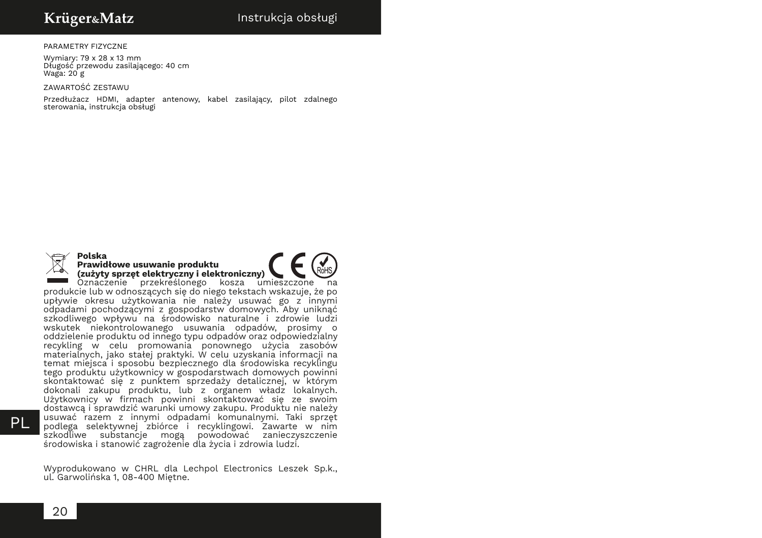PARAMETRY FIZYCZNE

Wymiary: 79 x 28 x 13 mm
Długość przewodu zasilającego: 40 cm
Waga: 20 g

ZAWARTOŚĆ ZESTAWU

Przedłużacz HDMI, adapter antenowy, kabel zasilający, pilot zdalnego sterowania, instrukcja obsługi

**Polska**
**Prawidłowe usuwanie produktu**
**(zużyty sprzęt elektryczny i elektroniczny)**

Oznaczenie przekreślonego kosza umieszczone na produkcie lub w odnoszących się do niego tekstach wskazuje, że po upływie okresu użytkowania nie należy usuwać go z innymi odpadami pochodzącymi z gospodarstw domowych. Aby uniknąć szkodliwego wpływu na środowisko naturalne i zdrowie ludzi wskutek niekontrolowanego usuwania odpadów, prosimy o oddzielenie produktu od innego typu odpadów oraz odpowiedzialny recykling w celu promowania ponownego użycia zasobów materialnych, jako stałej praktyki. W celu uzyskania informacji na temat miejsca i sposobu bezpiecznego dla środowiska recyklingu tego produktu użytkownicy w gospodarstwach domowych powinni skontaktować się z punktem sprzedaży detalicznej, w którym dokonali zakupu produktu, lub z organem władz lokalnych. Użytkownicy w firmach powinni skontaktować się ze swoim dostawcą i sprawdzić warunki umowy zakupu. Produktu nie należy usuwać razem z innymi odpadami komunalnymi. Taki sprzęt podlega selektywnej zbiórce i recyklingowi. Zawarte w nim szkodliwe substancje mogą powodować zanieczyszczenie środowiska i stanowić zagrożenie dla życia i zdrowia ludzi.

Wyprodukowano w CHRL dla Lechpol Electronics Leszek Sp.k., ul. Garwolińska 1, 08-400 Miętne.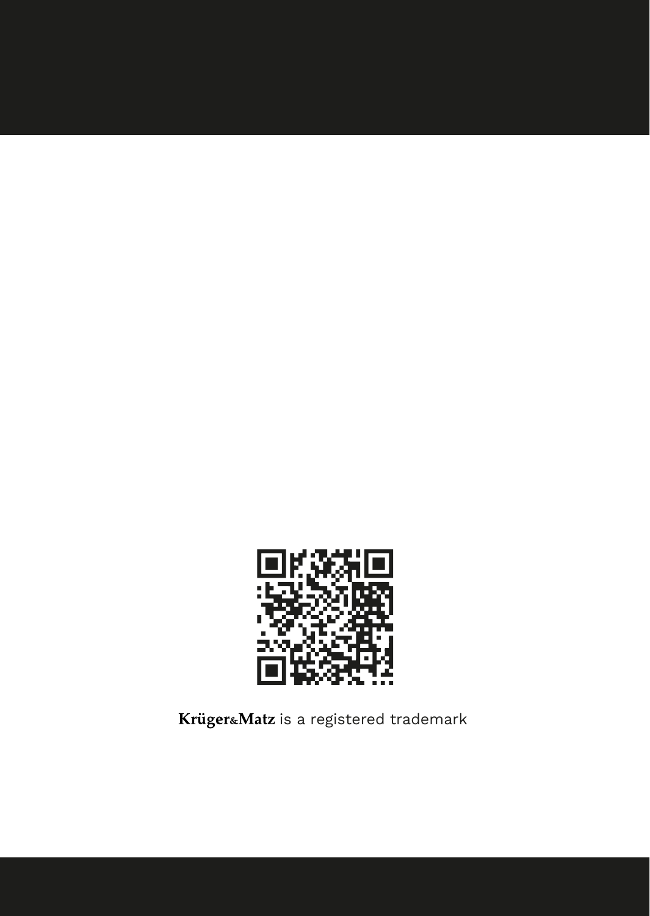**Krüger&Matz** is a registered trademark